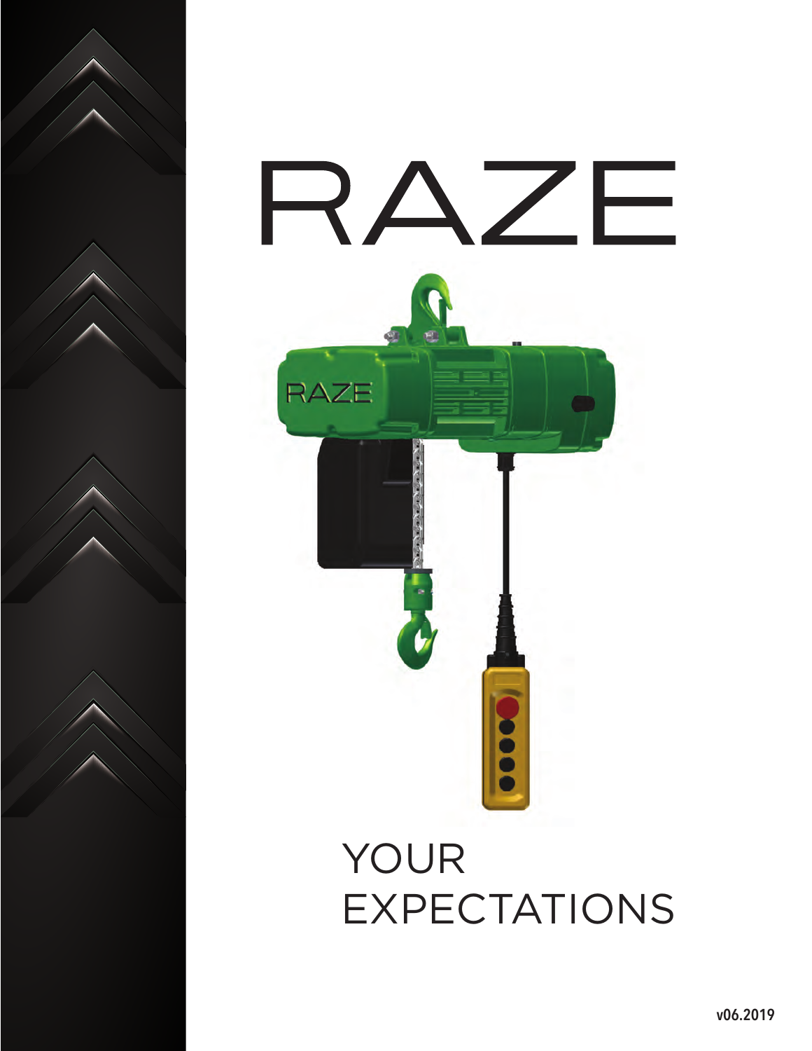# RAZE

YOUR
EXPECTATIONS

v06.2019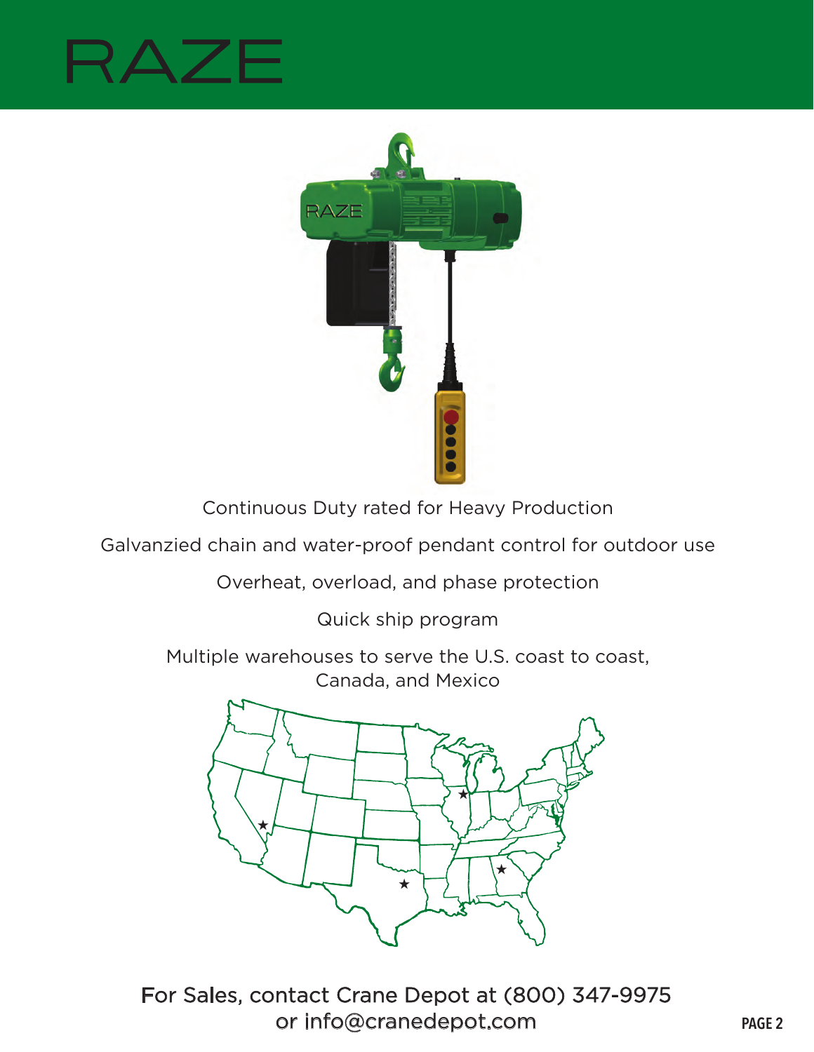# RAZE

Continuous Duty rated for Heavy Production

Galvanzied chain and water-proof pendant control for outdoor use

Overheat, overload, and phase protection

Quick ship program

Multiple warehouses to serve the U.S. coast to coast, Canada, and Mexico

For Sales, contact Crane Depot at (800) 347-9975 or info@cranedepot.com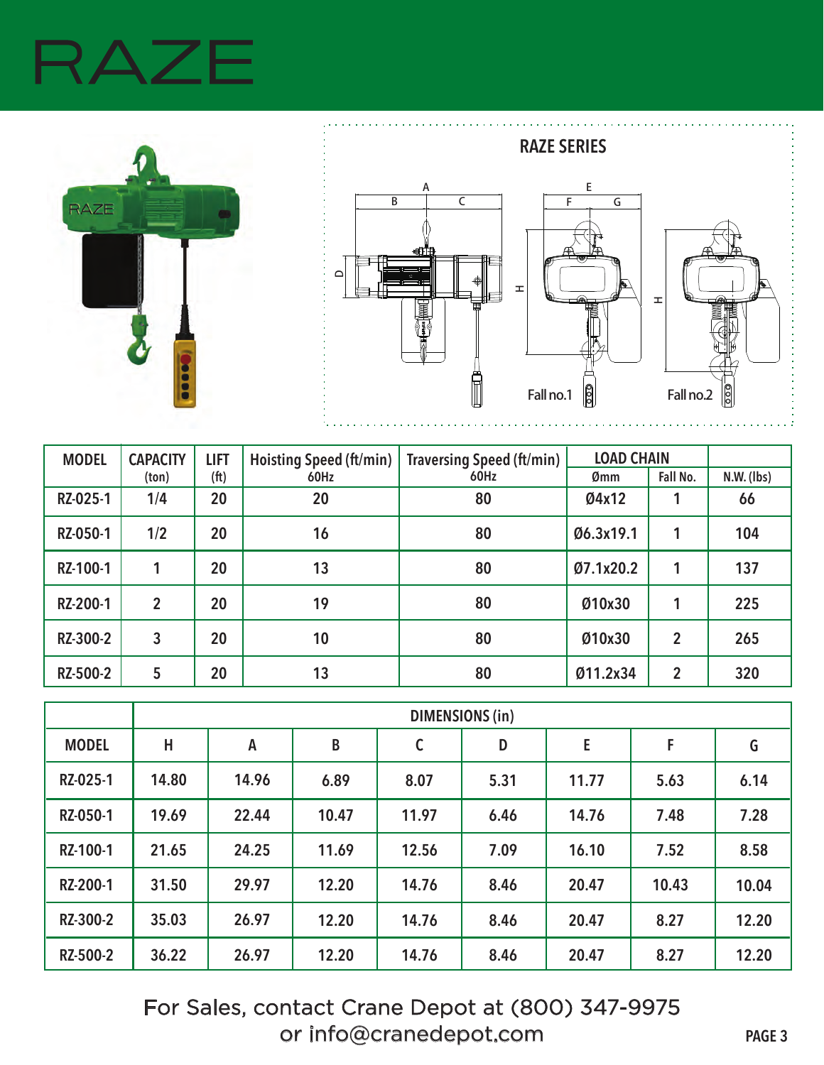# RAZE

## RAZE SERIES

Fall no.1

Fall no.2

| MODEL | CAPACITY (ton) | LIFT (ft) | Hoisting Speed (ft/min) 60Hz | Traversing Speed (ft/min) 60Hz | LOAD CHAIN | | |
|---|---|---|---|---|---|---|---|
| | | | | | Ømm | Fall No. | N.W. (lbs) |
| RZ-025-1 | 1/4 | 20 | 20 | 80 | Ø4x12 | 1 | 66 |
| RZ-050-1 | 1/2 | 20 | 16 | 80 | Ø6.3x19.1 | 1 | 104 |
| RZ-100-1 | 1 | 20 | 13 | 80 | Ø7.1x20.2 | 1 | 137 |
| RZ-200-1 | 2 | 20 | 19 | 80 | Ø10x30 | 1 | 225 |
| RZ-300-2 | 3 | 20 | 10 | 80 | Ø10x30 | 2 | 265 |
| RZ-500-2 | 5 | 20 | 13 | 80 | Ø11.2x34 | 2 | 320 |

| | DIMENSIONS (in) | | | | | | | |
|---|---|---|---|---|---|---|---|---|
| MODEL | H | A | B | C | D | E | F | G |
| RZ-025-1 | 14.80 | 14.96 | 6.89 | 8.07 | 5.31 | 11.77 | 5.63 | 6.14 |
| RZ-050-1 | 19.69 | 22.44 | 10.47 | 11.97 | 6.46 | 14.76 | 7.48 | 7.28 |
| RZ-100-1 | 21.65 | 24.25 | 11.69 | 12.56 | 7.09 | 16.10 | 7.52 | 8.58 |
| RZ-200-1 | 31.50 | 29.97 | 12.20 | 14.76 | 8.46 | 20.47 | 10.43 | 10.04 |
| RZ-300-2 | 35.03 | 26.97 | 12.20 | 14.76 | 8.46 | 20.47 | 8.27 | 12.20 |
| RZ-500-2 | 36.22 | 26.97 | 12.20 | 14.76 | 8.46 | 20.47 | 8.27 | 12.20 |

For Sales, contact Crane Depot at (800) 347-9975
or info@cranedepot.com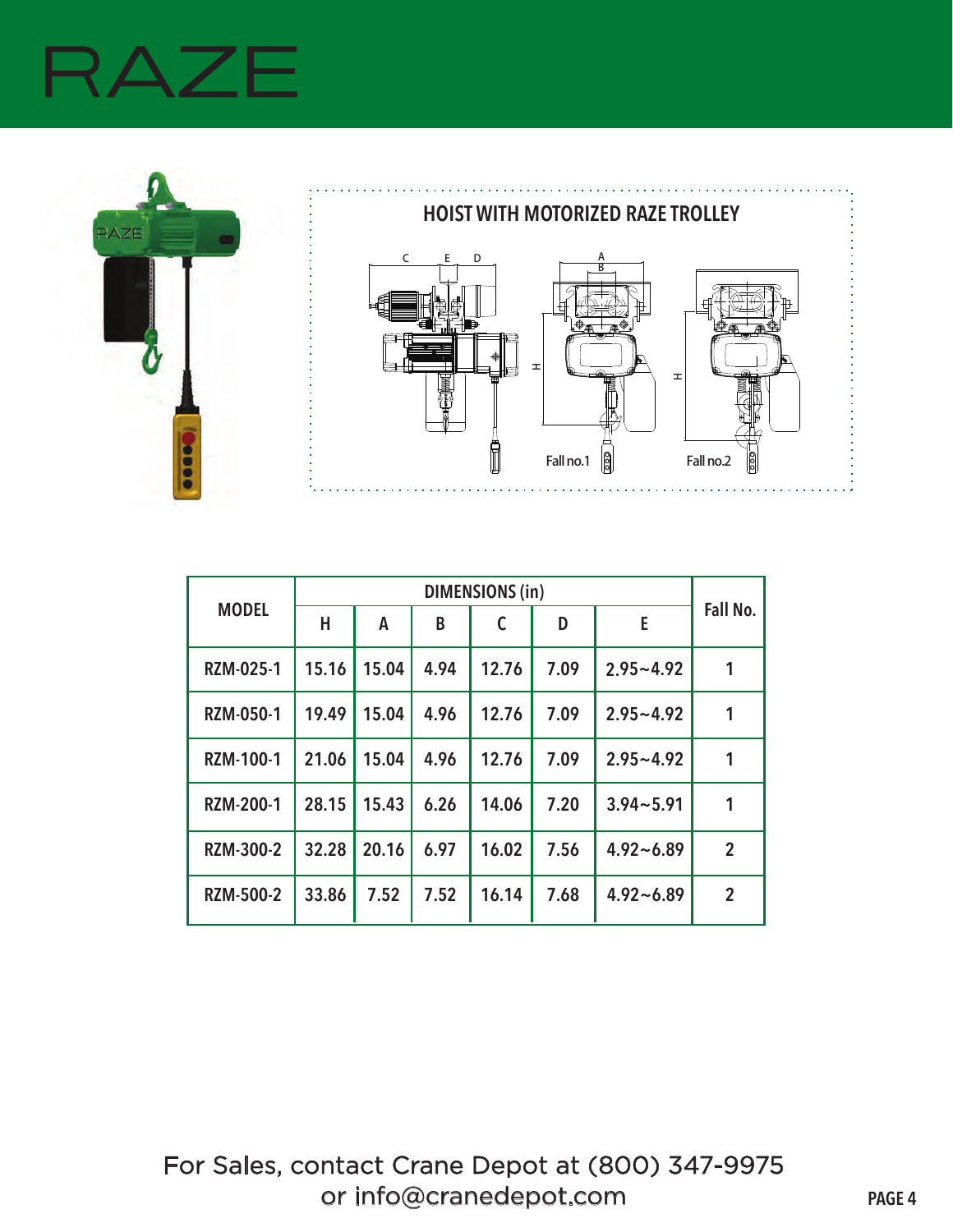# RAZE

## HOIST WITH MOTORIZED RAZE TROLLEY

C E D

A B

H

Fall no.1

Fall no.2

| MODEL | DIMENSIONS (in) | | | | | | Fall No. |
|---|---|---|---|---|---|---|---|
| | H | A | B | C | D | E | |
| RZM-025-1 | 15.16 | 15.04 | 4.94 | 12.76 | 7.09 | 2.95~4.92 | 1 |
| RZM-050-1 | 19.49 | 15.04 | 4.96 | 12.76 | 7.09 | 2.95~4.92 | 1 |
| RZM-100-1 | 21.06 | 15.04 | 4.96 | 12.76 | 7.09 | 2.95~4.92 | 1 |
| RZM-200-1 | 28.15 | 15.43 | 6.26 | 14.06 | 7.20 | 3.94~5.91 | 1 |
| RZM-300-2 | 32.28 | 20.16 | 6.97 | 16.02 | 7.56 | 4.92~6.89 | 2 |
| RZM-500-2 | 33.86 | 7.52 | 7.52 | 16.14 | 7.68 | 4.92~6.89 | 2 |

For Sales, contact Crane Depot at (800) 347-9975
or info@cranedepot.com